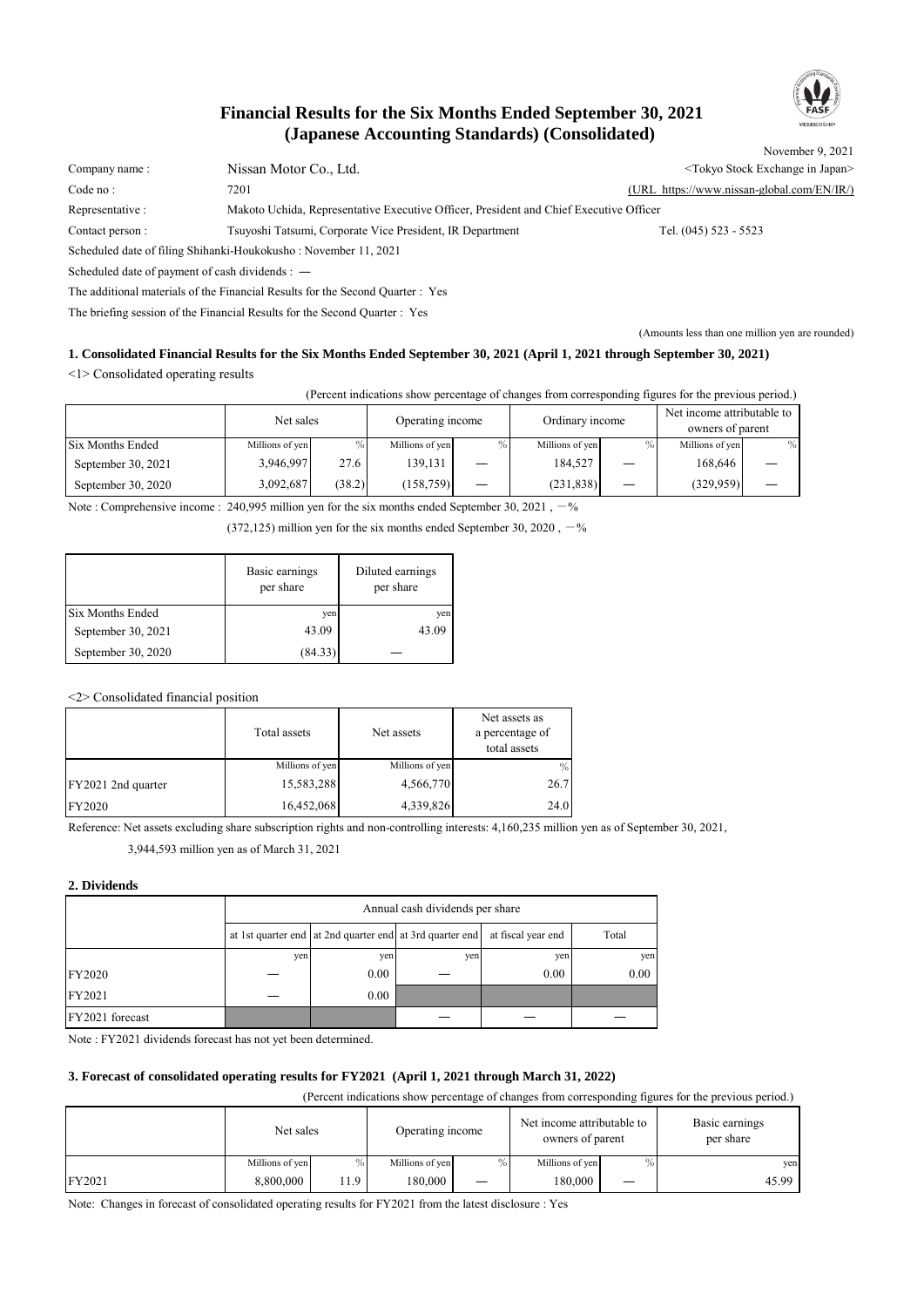# Financial Results for the Six Months Ended September 30, 2021
# (Japanese Accounting Standards) (Consolidated)

November 9, 2021

| | | |
|---|---|---|
| Company name : | Nissan Motor Co., Ltd. | <Tokyo Stock Exchange in Japan> |
| Code no : | 7201 | (URL https://www.nissan-global.com/EN/IR/) |
| Representative : | Makoto Uchida, Representative Executive Officer, President and Chief Executive Officer | |
| Contact person : | Tsuyoshi Tatsumi, Corporate Vice President, IR Department | Tel. (045) 523 - 5523 |

Scheduled date of filing Shihanki-Houkokusho : November 11, 2021

Scheduled date of payment of cash dividends : ―

The additional materials of the Financial Results for the Second Quarter : Yes

The briefing session of the Financial Results for the Second Quarter : Yes

(Amounts less than one million yen are rounded)

### 1. Consolidated Financial Results for the Six Months Ended September 30, 2021 (April 1, 2021 through September 30, 2021)

<1> Consolidated operating results

(Percent indications show percentage of changes from corresponding figures for the previous period.)

| | Net sales | | Operating income | | Ordinary income | | Net income attributable to owners of parent | |
|---|---|---|---|---|---|---|---|---|
| Six Months Ended | Millions of yen | % | Millions of yen | % | Millions of yen | % | Millions of yen | % |
| September 30, 2021 | 3,946,997 | 27.6 | 139,131 | ― | 184,527 | ― | 168,646 | ― |
| September 30, 2020 | 3,092,687 | (38.2) | (158,759) | ― | (231,838) | ― | (329,959) | ― |

Note : Comprehensive income : 240,995 million yen for the six months ended September 30, 2021 , －%

(372,125) million yen for the six months ended September 30, 2020 , －%

| | Basic earnings per share | Diluted earnings per share |
|---|---|---|
| Six Months Ended | yen | yen |
| September 30, 2021 | 43.09 | 43.09 |
| September 30, 2020 | (84.33) | ― |

<2> Consolidated financial position

| | Total assets | Net assets | Net assets as a percentage of total assets |
|---|---|---|---|
| | Millions of yen | Millions of yen | % |
| FY2021 2nd quarter | 15,583,288 | 4,566,770 | 26.7 |
| FY2020 | 16,452,068 | 4,339,826 | 24.0 |

Reference: Net assets excluding share subscription rights and non-controlling interests: 4,160,235 million yen as of September 30, 2021,

3,944,593 million yen as of March 31, 2021

### 2. Dividends

| | Annual cash dividends per share | | | | |
|---|---|---|---|---|---|
| | at 1st quarter end | at 2nd quarter end | at 3rd quarter end | at fiscal year end | Total |
| | yen | yen | yen | yen | yen |
| FY2020 | ― | 0.00 | ― | 0.00 | 0.00 |
| FY2021 | ― | 0.00 | | | |
| FY2021 forecast | | | ― | ― | ― |

Note : FY2021 dividends forecast has not yet been determined.

### 3. Forecast of consolidated operating results for FY2021 (April 1, 2021 through March 31, 2022)

(Percent indications show percentage of changes from corresponding figures for the previous period.)

| | Net sales | | Operating income | | Net income attributable to owners of parent | | Basic earnings per share |
|---|---|---|---|---|---|---|---|
| | Millions of yen | % | Millions of yen | % | Millions of yen | % | yen |
| FY2021 | 8,800,000 | 11.9 | 180,000 | ― | 180,000 | ― | 45.99 |

Note: Changes in forecast of consolidated operating results for FY2021 from the latest disclosure : Yes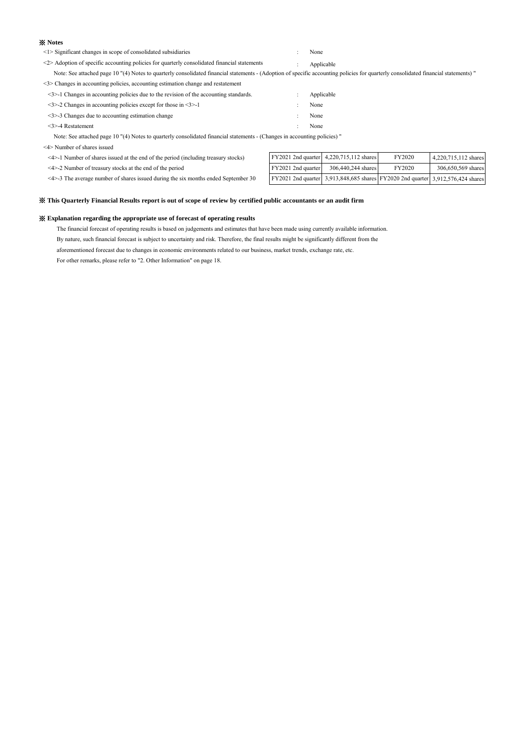## ※ Notes

<1> Significant changes in scope of consolidated subsidiaries : None

<2> Adoption of specific accounting policies for quarterly consolidated financial statements : Applicable

Note: See attached page 10 "(4) Notes to quarterly consolidated financial statements - (Adoption of specific accounting policies for quarterly consolidated financial statements) "

<3> Changes in accounting policies, accounting estimation change and restatement

<3>-1 Changes in accounting policies due to the revision of the accounting standards. : Applicable

<3>-2 Changes in accounting policies except for those in <3>-1 : None

<3>-3 Changes due to accounting estimation change : None

<3>-4 Restatement : None

Note: See attached page 10 "(4) Notes to quarterly consolidated financial statements - (Changes in accounting policies) "

<4> Number of shares issued

| | | | | |
|---|---|---|---|---|
| <4>-1 Number of shares issued at the end of the period (including treasury stocks) | FY2021 2nd quarter | 4,220,715,112 shares | FY2020 | 4,220,715,112 shares |
| <4>-2 Number of treasury stocks at the end of the period | FY2021 2nd quarter | 306,440,244 shares | FY2020 | 306,650,569 shares |
| <4>-3 The average number of shares issued during the six months ended September 30 | FY2021 2nd quarter | 3,913,848,685 shares | FY2020 2nd quarter | 3,912,576,424 shares |

## ※ This Quarterly Financial Results report is out of scope of review by certified public accountants or an audit firm

## ※ Explanation regarding the appropriate use of forecast of operating results

The financial forecast of operating results is based on judgements and estimates that have been made using currently available information.
By nature, such financial forecast is subject to uncertainty and risk. Therefore, the final results might be significantly different from the aforementioned forecast due to changes in economic environments related to our business, market trends, exchange rate, etc.
For other remarks, please refer to "2. Other Information" on page 18.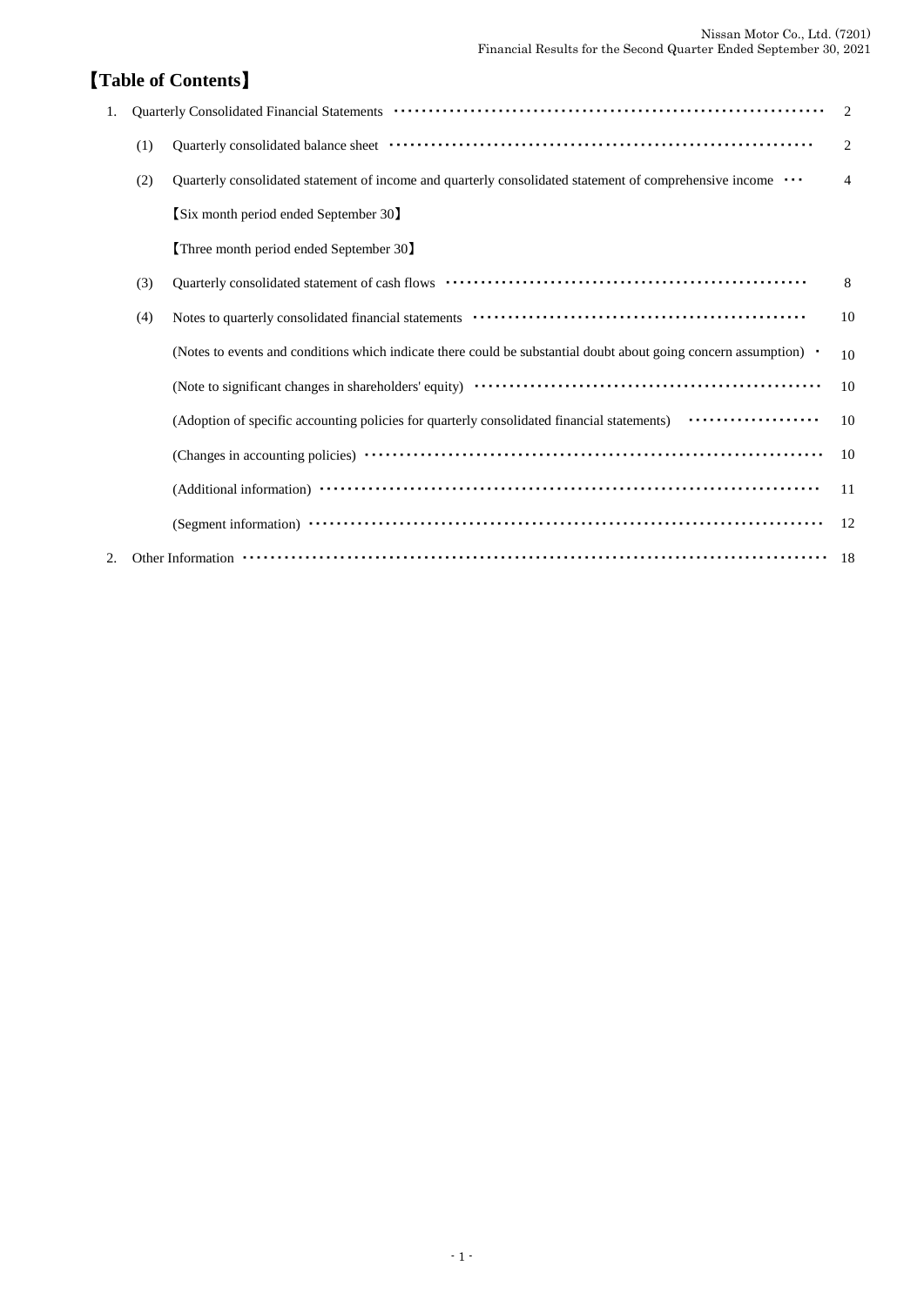# 【Table of Contents】

1. Quarterly Consolidated Financial Statements ・・・ 2
   - (1) Quarterly consolidated balance sheet ・・・ 2
   - (2) Quarterly consolidated statement of income and quarterly consolidated statement of comprehensive income ・・・ 4
     - 【Six month period ended September 30】
     - 【Three month period ended September 30】
   - (3) Quarterly consolidated statement of cash flows ・・・ 8
   - (4) Notes to quarterly consolidated financial statements ・・・ 10
     - (Notes to events and conditions which indicate there could be substantial doubt about going concern assumption) ・ 10
     - (Note to significant changes in shareholders' equity) ・・・ 10
     - (Adoption of specific accounting policies for quarterly consolidated financial statements) ・・・ 10
     - (Changes in accounting policies) ・・・ 10
     - (Additional information) ・・・ 11
     - (Segment information) ・・・ 12
2. Other Information ・・・ 18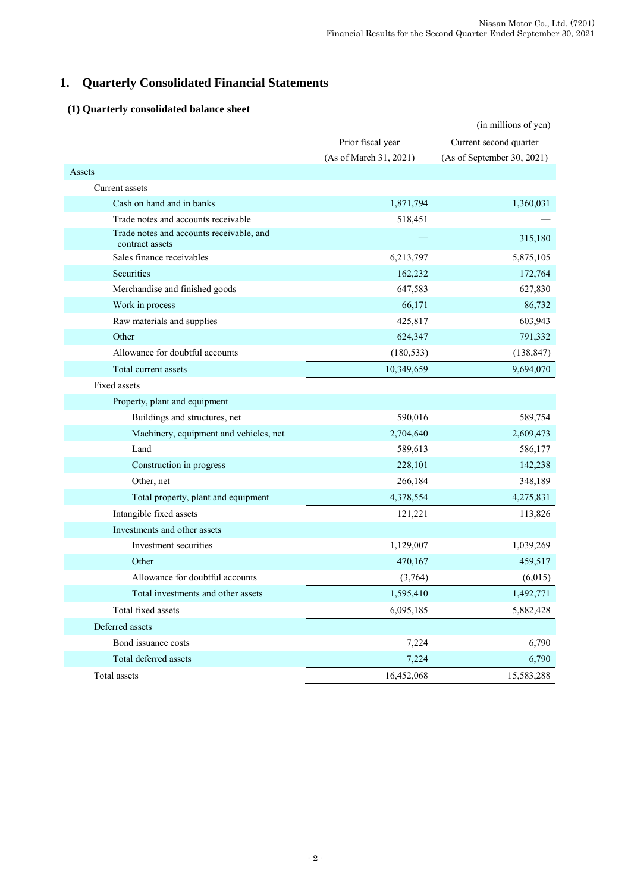# 1. Quarterly Consolidated Financial Statements

## (1) Quarterly consolidated balance sheet

(in millions of yen)

| | Prior fiscal year (As of March 31, 2021) | Current second quarter (As of September 30, 2021) |
|---|---|---|
| Assets | | |
| Current assets | | |
| Cash on hand and in banks | 1,871,794 | 1,360,031 |
| Trade notes and accounts receivable | 518,451 | — |
| Trade notes and accounts receivable, and contract assets | — | 315,180 |
| Sales finance receivables | 6,213,797 | 5,875,105 |
| Securities | 162,232 | 172,764 |
| Merchandise and finished goods | 647,583 | 627,830 |
| Work in process | 66,171 | 86,732 |
| Raw materials and supplies | 425,817 | 603,943 |
| Other | 624,347 | 791,332 |
| Allowance for doubtful accounts | (180,533) | (138,847) |
| Total current assets | 10,349,659 | 9,694,070 |
| Fixed assets | | |
| Property, plant and equipment | | |
| Buildings and structures, net | 590,016 | 589,754 |
| Machinery, equipment and vehicles, net | 2,704,640 | 2,609,473 |
| Land | 589,613 | 586,177 |
| Construction in progress | 228,101 | 142,238 |
| Other, net | 266,184 | 348,189 |
| Total property, plant and equipment | 4,378,554 | 4,275,831 |
| Intangible fixed assets | 121,221 | 113,826 |
| Investments and other assets | | |
| Investment securities | 1,129,007 | 1,039,269 |
| Other | 470,167 | 459,517 |
| Allowance for doubtful accounts | (3,764) | (6,015) |
| Total investments and other assets | 1,595,410 | 1,492,771 |
| Total fixed assets | 6,095,185 | 5,882,428 |
| Deferred assets | | |
| Bond issuance costs | 7,224 | 6,790 |
| Total deferred assets | 7,224 | 6,790 |
| Total assets | 16,452,068 | 15,583,288 |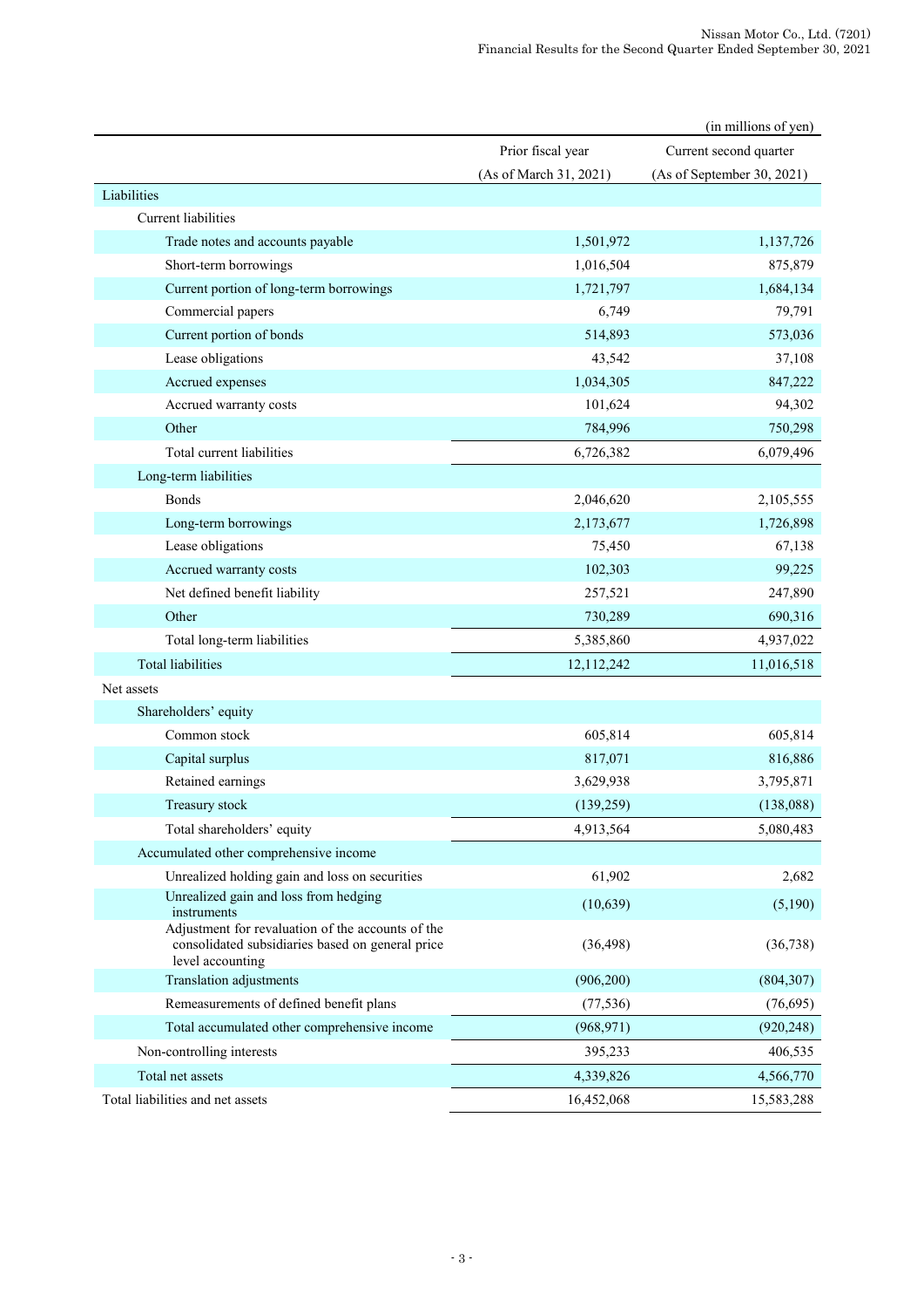(in millions of yen)

| | Prior fiscal year (As of March 31, 2021) | Current second quarter (As of September 30, 2021) |
|---|---|---|
| Liabilities | | |
| Current liabilities | | |
| Trade notes and accounts payable | 1,501,972 | 1,137,726 |
| Short-term borrowings | 1,016,504 | 875,879 |
| Current portion of long-term borrowings | 1,721,797 | 1,684,134 |
| Commercial papers | 6,749 | 79,791 |
| Current portion of bonds | 514,893 | 573,036 |
| Lease obligations | 43,542 | 37,108 |
| Accrued expenses | 1,034,305 | 847,222 |
| Accrued warranty costs | 101,624 | 94,302 |
| Other | 784,996 | 750,298 |
| Total current liabilities | 6,726,382 | 6,079,496 |
| Long-term liabilities | | |
| Bonds | 2,046,620 | 2,105,555 |
| Long-term borrowings | 2,173,677 | 1,726,898 |
| Lease obligations | 75,450 | 67,138 |
| Accrued warranty costs | 102,303 | 99,225 |
| Net defined benefit liability | 257,521 | 247,890 |
| Other | 730,289 | 690,316 |
| Total long-term liabilities | 5,385,860 | 4,937,022 |
| Total liabilities | 12,112,242 | 11,016,518 |
| Net assets | | |
| Shareholders' equity | | |
| Common stock | 605,814 | 605,814 |
| Capital surplus | 817,071 | 816,886 |
| Retained earnings | 3,629,938 | 3,795,871 |
| Treasury stock | (139,259) | (138,088) |
| Total shareholders' equity | 4,913,564 | 5,080,483 |
| Accumulated other comprehensive income | | |
| Unrealized holding gain and loss on securities | 61,902 | 2,682 |
| Unrealized gain and loss from hedging instruments | (10,639) | (5,190) |
| Adjustment for revaluation of the accounts of the consolidated subsidiaries based on general price level accounting | (36,498) | (36,738) |
| Translation adjustments | (906,200) | (804,307) |
| Remeasurements of defined benefit plans | (77,536) | (76,695) |
| Total accumulated other comprehensive income | (968,971) | (920,248) |
| Non-controlling interests | 395,233 | 406,535 |
| Total net assets | 4,339,826 | 4,566,770 |
| Total liabilities and net assets | 16,452,068 | 15,583,288 |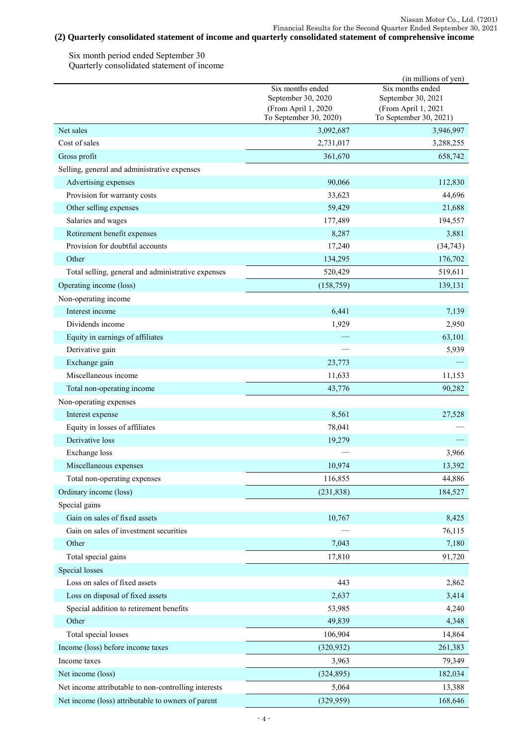### (2) Quarterly consolidated statement of income and quarterly consolidated statement of comprehensive income

Six month period ended September 30

Quarterly consolidated statement of income

(in millions of yen)

| | Six months ended September 30, 2020 (From April 1, 2020 To September 30, 2020) | Six months ended September 30, 2021 (From April 1, 2021 To September 30, 2021) |
|---|---|---|
| Net sales | 3,092,687 | 3,946,997 |
| Cost of sales | 2,731,017 | 3,288,255 |
| Gross profit | 361,670 | 658,742 |
| Selling, general and administrative expenses | | |
| Advertising expenses | 90,066 | 112,830 |
| Provision for warranty costs | 33,623 | 44,696 |
| Other selling expenses | 59,429 | 21,688 |
| Salaries and wages | 177,489 | 194,557 |
| Retirement benefit expenses | 8,287 | 3,881 |
| Provision for doubtful accounts | 17,240 | (34,743) |
| Other | 134,295 | 176,702 |
| Total selling, general and administrative expenses | 520,429 | 519,611 |
| Operating income (loss) | (158,759) | 139,131 |
| Non-operating income | | |
| Interest income | 6,441 | 7,139 |
| Dividends income | 1,929 | 2,950 |
| Equity in earnings of affiliates | — | 63,101 |
| Derivative gain | — | 5,939 |
| Exchange gain | 23,773 | — |
| Miscellaneous income | 11,633 | 11,153 |
| Total non-operating income | 43,776 | 90,282 |
| Non-operating expenses | | |
| Interest expense | 8,561 | 27,528 |
| Equity in losses of affiliates | 78,041 | — |
| Derivative loss | 19,279 | — |
| Exchange loss | — | 3,966 |
| Miscellaneous expenses | 10,974 | 13,392 |
| Total non-operating expenses | 116,855 | 44,886 |
| Ordinary income (loss) | (231,838) | 184,527 |
| Special gains | | |
| Gain on sales of fixed assets | 10,767 | 8,425 |
| Gain on sales of investment securities | — | 76,115 |
| Other | 7,043 | 7,180 |
| Total special gains | 17,810 | 91,720 |
| Special losses | | |
| Loss on sales of fixed assets | 443 | 2,862 |
| Loss on disposal of fixed assets | 2,637 | 3,414 |
| Special addition to retirement benefits | 53,985 | 4,240 |
| Other | 49,839 | 4,348 |
| Total special losses | 106,904 | 14,864 |
| Income (loss) before income taxes | (320,932) | 261,383 |
| Income taxes | 3,963 | 79,349 |
| Net income (loss) | (324,895) | 182,034 |
| Net income attributable to non-controlling interests | 5,064 | 13,388 |
| Net income (loss) attributable to owners of parent | (329,959) | 168,646 |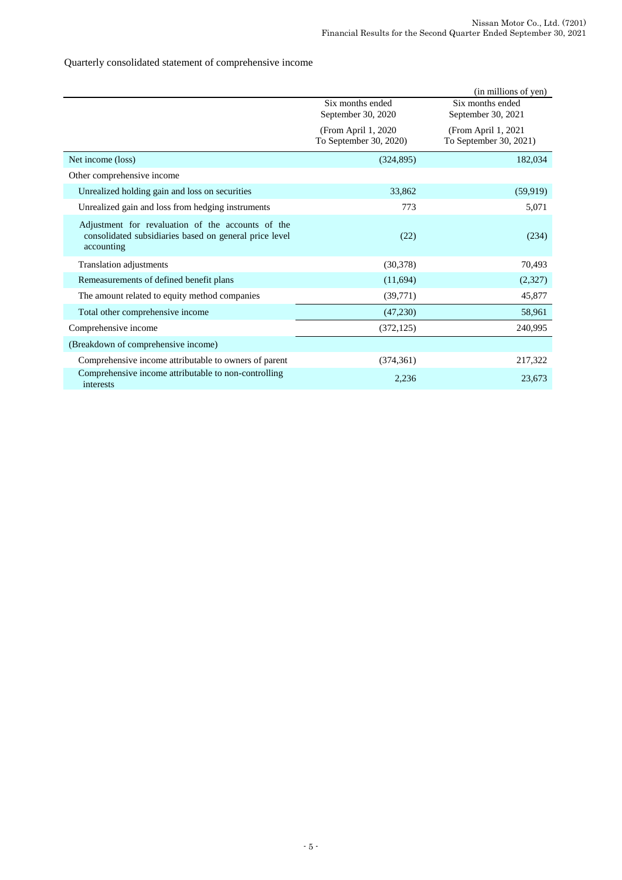Quarterly consolidated statement of comprehensive income

(in millions of yen)

| | Six months ended September 30, 2020 (From April 1, 2020 To September 30, 2020) | Six months ended September 30, 2021 (From April 1, 2021 To September 30, 2021) |
|---|---|---|
| Net income (loss) | (324,895) | 182,034 |
| Other comprehensive income | | |
| Unrealized holding gain and loss on securities | 33,862 | (59,919) |
| Unrealized gain and loss from hedging instruments | 773 | 5,071 |
| Adjustment for revaluation of the accounts of the consolidated subsidiaries based on general price level accounting | (22) | (234) |
| Translation adjustments | (30,378) | 70,493 |
| Remeasurements of defined benefit plans | (11,694) | (2,327) |
| The amount related to equity method companies | (39,771) | 45,877 |
| Total other comprehensive income | (47,230) | 58,961 |
| Comprehensive income | (372,125) | 240,995 |
| (Breakdown of comprehensive income) | | |
| Comprehensive income attributable to owners of parent | (374,361) | 217,322 |
| Comprehensive income attributable to non-controlling interests | 2,236 | 23,673 |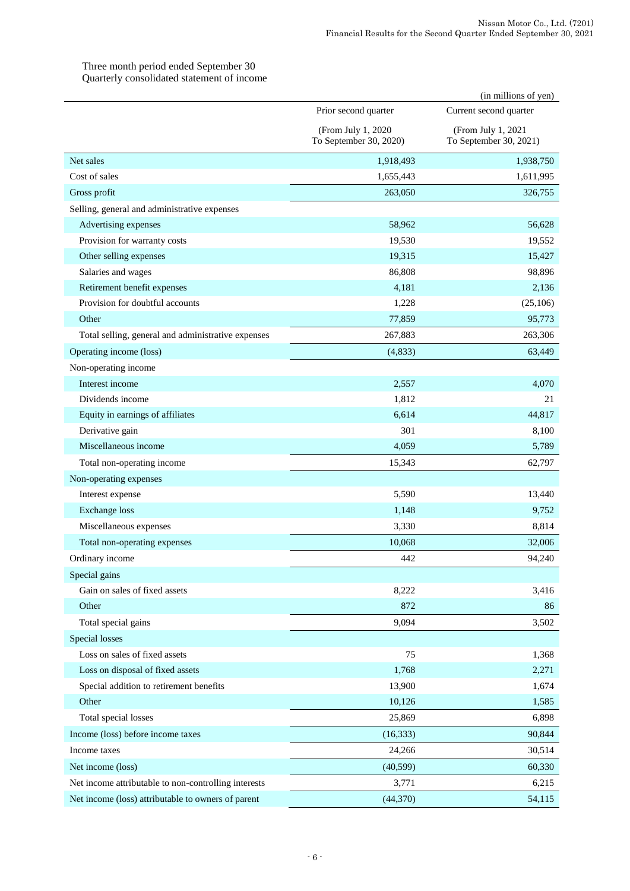Three month period ended September 30
Quarterly consolidated statement of income

(in millions of yen)

| | Prior second quarter (From July 1, 2020 To September 30, 2020) | Current second quarter (From July 1, 2021 To September 30, 2021) |
|---|---|---|
| Net sales | 1,918,493 | 1,938,750 |
| Cost of sales | 1,655,443 | 1,611,995 |
| Gross profit | 263,050 | 326,755 |
| Selling, general and administrative expenses | | |
| Advertising expenses | 58,962 | 56,628 |
| Provision for warranty costs | 19,530 | 19,552 |
| Other selling expenses | 19,315 | 15,427 |
| Salaries and wages | 86,808 | 98,896 |
| Retirement benefit expenses | 4,181 | 2,136 |
| Provision for doubtful accounts | 1,228 | (25,106) |
| Other | 77,859 | 95,773 |
| Total selling, general and administrative expenses | 267,883 | 263,306 |
| Operating income (loss) | (4,833) | 63,449 |
| Non-operating income | | |
| Interest income | 2,557 | 4,070 |
| Dividends income | 1,812 | 21 |
| Equity in earnings of affiliates | 6,614 | 44,817 |
| Derivative gain | 301 | 8,100 |
| Miscellaneous income | 4,059 | 5,789 |
| Total non-operating income | 15,343 | 62,797 |
| Non-operating expenses | | |
| Interest expense | 5,590 | 13,440 |
| Exchange loss | 1,148 | 9,752 |
| Miscellaneous expenses | 3,330 | 8,814 |
| Total non-operating expenses | 10,068 | 32,006 |
| Ordinary income | 442 | 94,240 |
| Special gains | | |
| Gain on sales of fixed assets | 8,222 | 3,416 |
| Other | 872 | 86 |
| Total special gains | 9,094 | 3,502 |
| Special losses | | |
| Loss on sales of fixed assets | 75 | 1,368 |
| Loss on disposal of fixed assets | 1,768 | 2,271 |
| Special addition to retirement benefits | 13,900 | 1,674 |
| Other | 10,126 | 1,585 |
| Total special losses | 25,869 | 6,898 |
| Income (loss) before income taxes | (16,333) | 90,844 |
| Income taxes | 24,266 | 30,514 |
| Net income (loss) | (40,599) | 60,330 |
| Net income attributable to non-controlling interests | 3,771 | 6,215 |
| Net income (loss) attributable to owners of parent | (44,370) | 54,115 |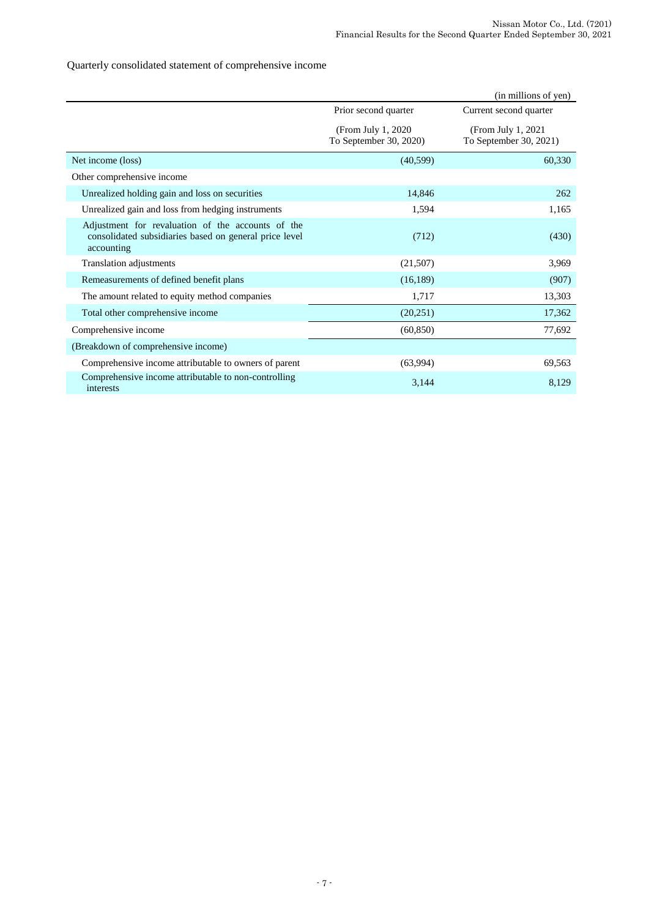Quarterly consolidated statement of comprehensive income

(in millions of yen)

| | Prior second quarter (From July 1, 2020 To September 30, 2020) | Current second quarter (From July 1, 2021 To September 30, 2021) |
|---|---|---|
| Net income (loss) | (40,599) | 60,330 |
| Other comprehensive income | | |
| Unrealized holding gain and loss on securities | 14,846 | 262 |
| Unrealized gain and loss from hedging instruments | 1,594 | 1,165 |
| Adjustment for revaluation of the accounts of the consolidated subsidiaries based on general price level accounting | (712) | (430) |
| Translation adjustments | (21,507) | 3,969 |
| Remeasurements of defined benefit plans | (16,189) | (907) |
| The amount related to equity method companies | 1,717 | 13,303 |
| Total other comprehensive income | (20,251) | 17,362 |
| Comprehensive income | (60,850) | 77,692 |
| (Breakdown of comprehensive income) | | |
| Comprehensive income attributable to owners of parent | (63,994) | 69,563 |
| Comprehensive income attributable to non-controlling interests | 3,144 | 8,129 |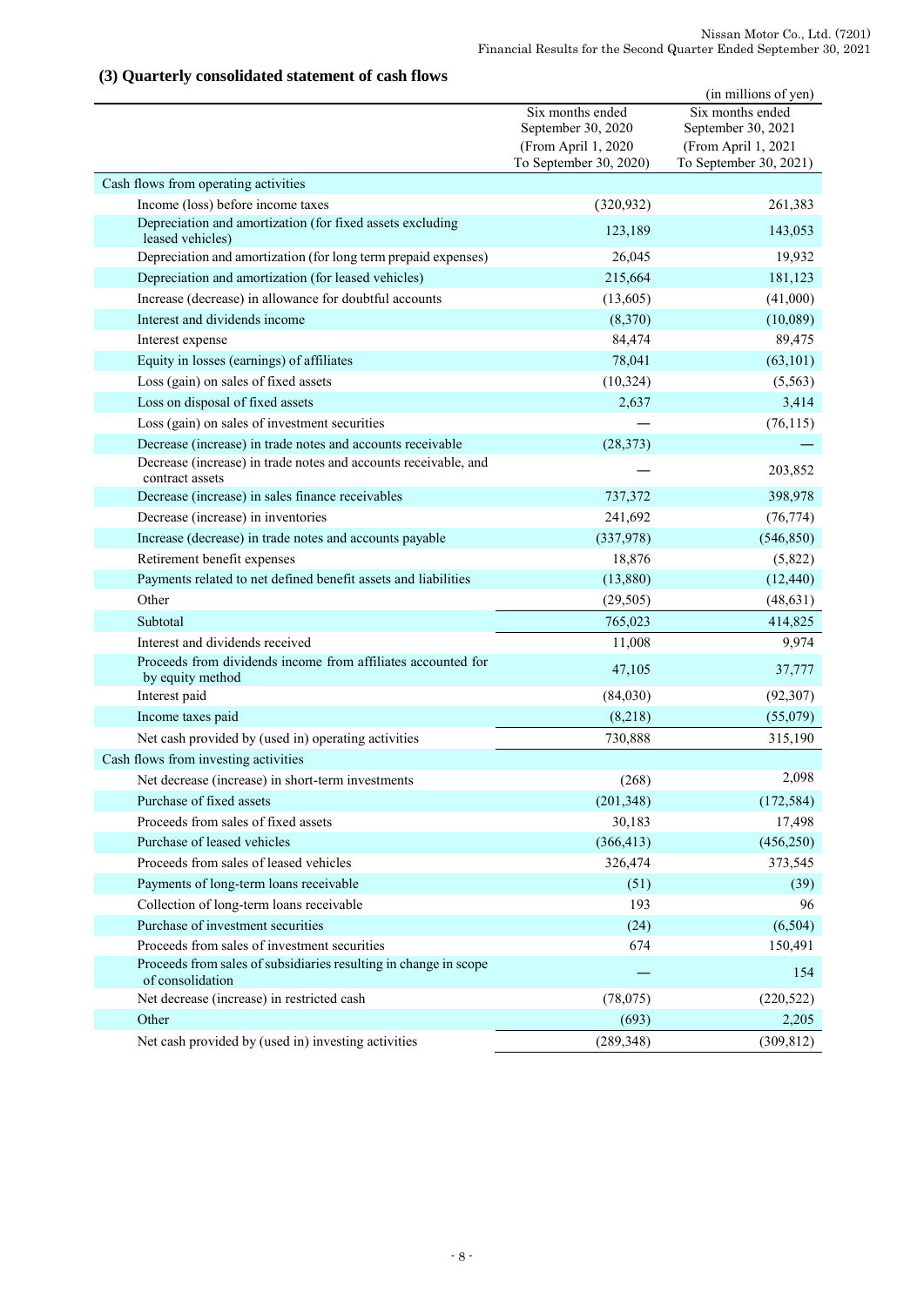### (3) Quarterly consolidated statement of cash flows

(in millions of yen)

| | Six months ended September 30, 2020 (From April 1, 2020 To September 30, 2020) | Six months ended September 30, 2021 (From April 1, 2021 To September 30, 2021) |
|---|---|---|
| Cash flows from operating activities | | |
| Income (loss) before income taxes | (320,932) | 261,383 |
| Depreciation and amortization (for fixed assets excluding leased vehicles) | 123,189 | 143,053 |
| Depreciation and amortization (for long term prepaid expenses) | 26,045 | 19,932 |
| Depreciation and amortization (for leased vehicles) | 215,664 | 181,123 |
| Increase (decrease) in allowance for doubtful accounts | (13,605) | (41,000) |
| Interest and dividends income | (8,370) | (10,089) |
| Interest expense | 84,474 | 89,475 |
| Equity in losses (earnings) of affiliates | 78,041 | (63,101) |
| Loss (gain) on sales of fixed assets | (10,324) | (5,563) |
| Loss on disposal of fixed assets | 2,637 | 3,414 |
| Loss (gain) on sales of investment securities | — | (76,115) |
| Decrease (increase) in trade notes and accounts receivable | (28,373) | — |
| Decrease (increase) in trade notes and accounts receivable, and contract assets | — | 203,852 |
| Decrease (increase) in sales finance receivables | 737,372 | 398,978 |
| Decrease (increase) in inventories | 241,692 | (76,774) |
| Increase (decrease) in trade notes and accounts payable | (337,978) | (546,850) |
| Retirement benefit expenses | 18,876 | (5,822) |
| Payments related to net defined benefit assets and liabilities | (13,880) | (12,440) |
| Other | (29,505) | (48,631) |
| Subtotal | 765,023 | 414,825 |
| Interest and dividends received | 11,008 | 9,974 |
| Proceeds from dividends income from affiliates accounted for by equity method | 47,105 | 37,777 |
| Interest paid | (84,030) | (92,307) |
| Income taxes paid | (8,218) | (55,079) |
| Net cash provided by (used in) operating activities | 730,888 | 315,190 |
| Cash flows from investing activities | | |
| Net decrease (increase) in short-term investments | (268) | 2,098 |
| Purchase of fixed assets | (201,348) | (172,584) |
| Proceeds from sales of fixed assets | 30,183 | 17,498 |
| Purchase of leased vehicles | (366,413) | (456,250) |
| Proceeds from sales of leased vehicles | 326,474 | 373,545 |
| Payments of long-term loans receivable | (51) | (39) |
| Collection of long-term loans receivable | 193 | 96 |
| Purchase of investment securities | (24) | (6,504) |
| Proceeds from sales of investment securities | 674 | 150,491 |
| Proceeds from sales of subsidiaries resulting in change in scope of consolidation | — | 154 |
| Net decrease (increase) in restricted cash | (78,075) | (220,522) |
| Other | (693) | 2,205 |
| Net cash provided by (used in) investing activities | (289,348) | (309,812) |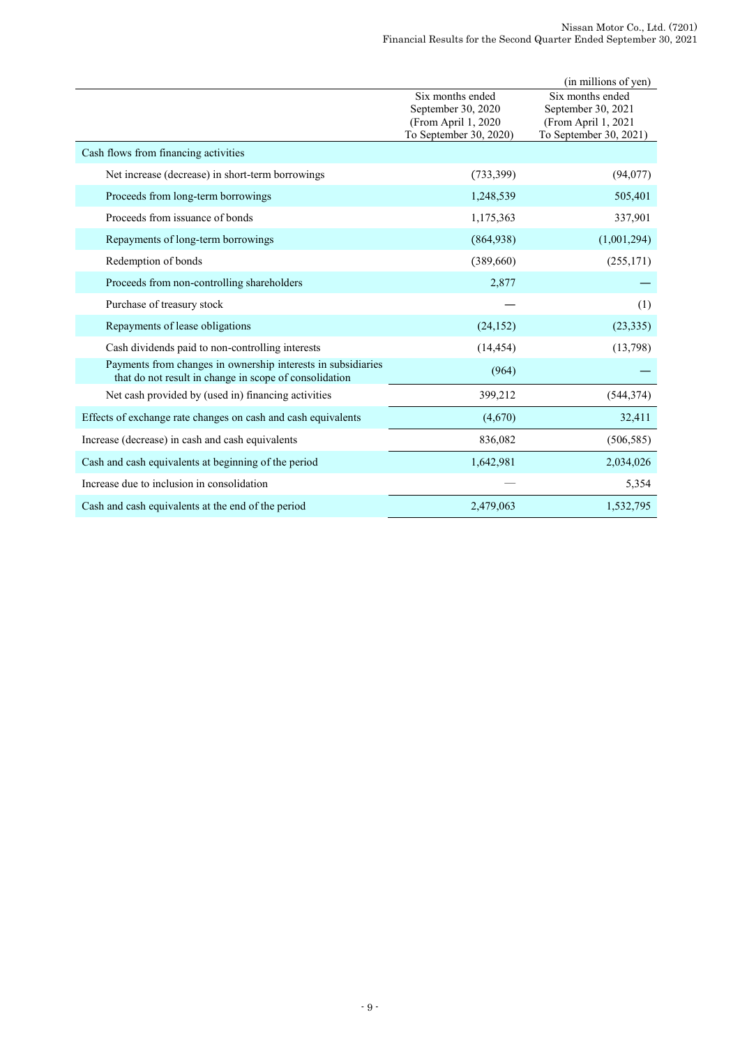(in millions of yen)

| | Six months ended September 30, 2020 (From April 1, 2020 To September 30, 2020) | Six months ended September 30, 2021 (From April 1, 2021 To September 30, 2021) |
|---|---|---|
| Cash flows from financing activities | | |
| Net increase (decrease) in short-term borrowings | (733,399) | (94,077) |
| Proceeds from long-term borrowings | 1,248,539 | 505,401 |
| Proceeds from issuance of bonds | 1,175,363 | 337,901 |
| Repayments of long-term borrowings | (864,938) | (1,001,294) |
| Redemption of bonds | (389,660) | (255,171) |
| Proceeds from non-controlling shareholders | 2,877 | — |
| Purchase of treasury stock | — | (1) |
| Repayments of lease obligations | (24,152) | (23,335) |
| Cash dividends paid to non-controlling interests | (14,454) | (13,798) |
| Payments from changes in ownership interests in subsidiaries that do not result in change in scope of consolidation | (964) | — |
| Net cash provided by (used in) financing activities | 399,212 | (544,374) |
| Effects of exchange rate changes on cash and cash equivalents | (4,670) | 32,411 |
| Increase (decrease) in cash and cash equivalents | 836,082 | (506,585) |
| Cash and cash equivalents at beginning of the period | 1,642,981 | 2,034,026 |
| Increase due to inclusion in consolidation | — | 5,354 |
| Cash and cash equivalents at the end of the period | 2,479,063 | 1,532,795 |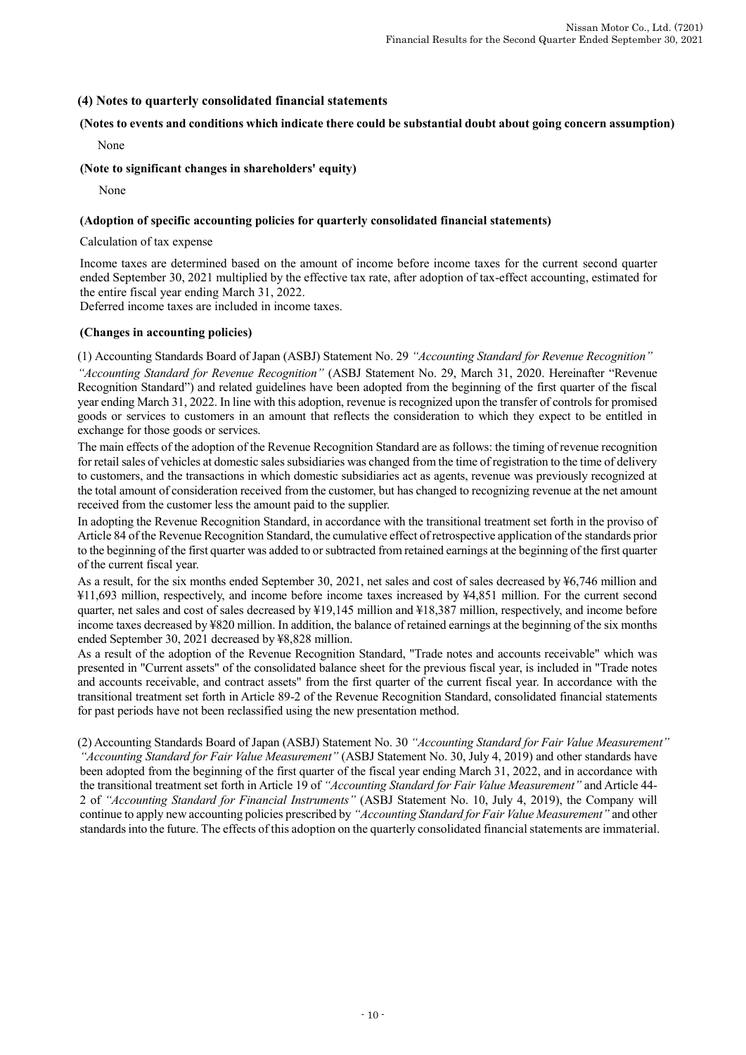### (4) Notes to quarterly consolidated financial statements

**(Notes to events and conditions which indicate there could be substantial doubt about going concern assumption)**

None

**(Note to significant changes in shareholders' equity)**

None

**(Adoption of specific accounting policies for quarterly consolidated financial statements)**

Calculation of tax expense

Income taxes are determined based on the amount of income before income taxes for the current second quarter ended September 30, 2021 multiplied by the effective tax rate, after adoption of tax-effect accounting, estimated for the entire fiscal year ending March 31, 2022.
Deferred income taxes are included in income taxes.

**(Changes in accounting policies)**

(1) Accounting Standards Board of Japan (ASBJ) Statement No. 29 *"Accounting Standard for Revenue Recognition"*

*"Accounting Standard for Revenue Recognition"* (ASBJ Statement No. 29, March 31, 2020. Hereinafter "Revenue Recognition Standard") and related guidelines have been adopted from the beginning of the first quarter of the fiscal year ending March 31, 2022. In line with this adoption, revenue is recognized upon the transfer of controls for promised goods or services to customers in an amount that reflects the consideration to which they expect to be entitled in exchange for those goods or services.

The main effects of the adoption of the Revenue Recognition Standard are as follows: the timing of revenue recognition for retail sales of vehicles at domestic sales subsidiaries was changed from the time of registration to the time of delivery to customers, and the transactions in which domestic subsidiaries act as agents, revenue was previously recognized at the total amount of consideration received from the customer, but has changed to recognizing revenue at the net amount received from the customer less the amount paid to the supplier.

In adopting the Revenue Recognition Standard, in accordance with the transitional treatment set forth in the proviso of Article 84 of the Revenue Recognition Standard, the cumulative effect of retrospective application of the standards prior to the beginning of the first quarter was added to or subtracted from retained earnings at the beginning of the first quarter of the current fiscal year.

As a result, for the six months ended September 30, 2021, net sales and cost of sales decreased by ¥6,746 million and ¥11,693 million, respectively, and income before income taxes increased by ¥4,851 million. For the current second quarter, net sales and cost of sales decreased by ¥19,145 million and ¥18,387 million, respectively, and income before income taxes decreased by ¥820 million. In addition, the balance of retained earnings at the beginning of the six months ended September 30, 2021 decreased by ¥8,828 million.

As a result of the adoption of the Revenue Recognition Standard, "Trade notes and accounts receivable" which was presented in "Current assets" of the consolidated balance sheet for the previous fiscal year, is included in "Trade notes and accounts receivable, and contract assets" from the first quarter of the current fiscal year. In accordance with the transitional treatment set forth in Article 89-2 of the Revenue Recognition Standard, consolidated financial statements for past periods have not been reclassified using the new presentation method.

(2) Accounting Standards Board of Japan (ASBJ) Statement No. 30 *"Accounting Standard for Fair Value Measurement"*

*"Accounting Standard for Fair Value Measurement"* (ASBJ Statement No. 30, July 4, 2019) and other standards have been adopted from the beginning of the first quarter of the fiscal year ending March 31, 2022, and in accordance with the transitional treatment set forth in Article 19 of *"Accounting Standard for Fair Value Measurement"* and Article 44-2 of *"Accounting Standard for Financial Instruments"* (ASBJ Statement No. 10, July 4, 2019), the Company will continue to apply new accounting policies prescribed by *"Accounting Standard for Fair Value Measurement"* and other standards into the future. The effects of this adoption on the quarterly consolidated financial statements are immaterial.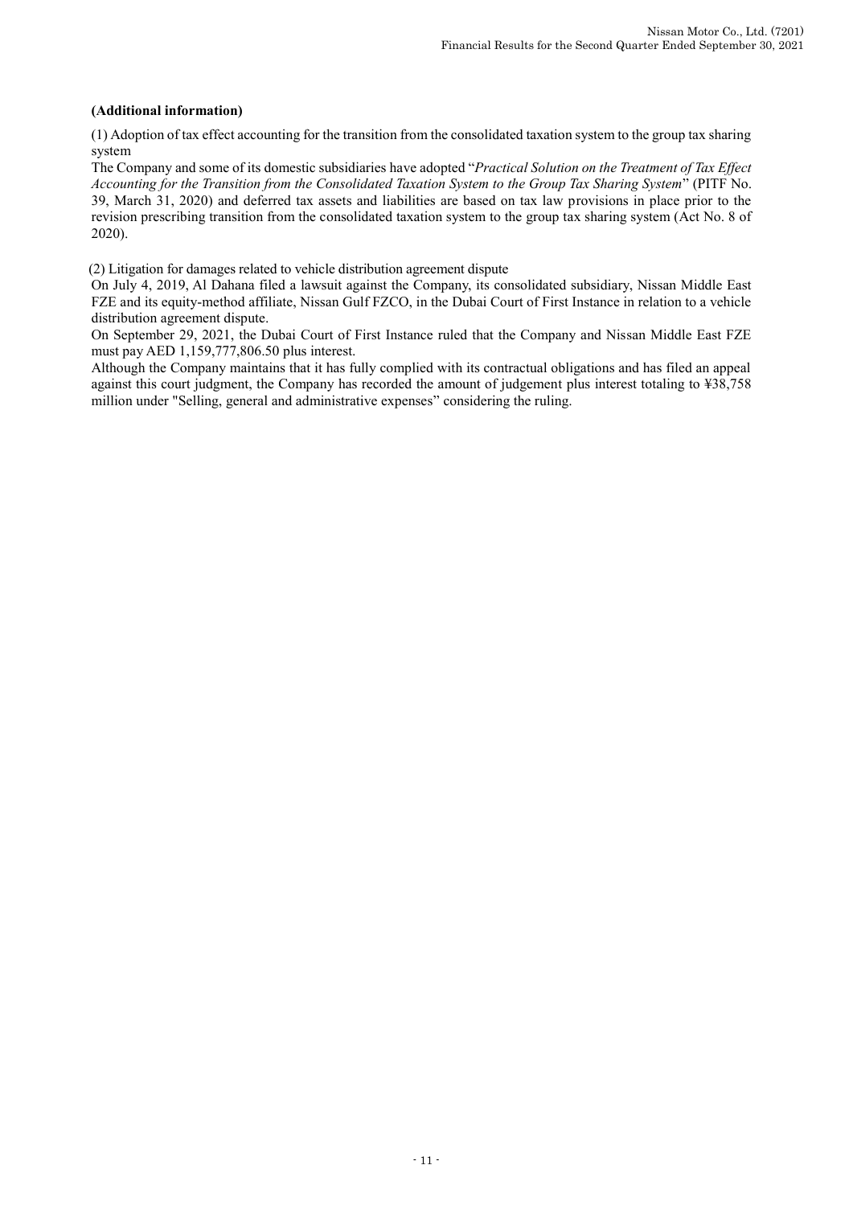**(Additional information)**

(1) Adoption of tax effect accounting for the transition from the consolidated taxation system to the group tax sharing system

The Company and some of its domestic subsidiaries have adopted "*Practical Solution on the Treatment of Tax Effect Accounting for the Transition from the Consolidated Taxation System to the Group Tax Sharing System*" (PITF No. 39, March 31, 2020) and deferred tax assets and liabilities are based on tax law provisions in place prior to the revision prescribing transition from the consolidated taxation system to the group tax sharing system (Act No. 8 of 2020).

(2) Litigation for damages related to vehicle distribution agreement dispute

On July 4, 2019, Al Dahana filed a lawsuit against the Company, its consolidated subsidiary, Nissan Middle East FZE and its equity-method affiliate, Nissan Gulf FZCO, in the Dubai Court of First Instance in relation to a vehicle distribution agreement dispute.

On September 29, 2021, the Dubai Court of First Instance ruled that the Company and Nissan Middle East FZE must pay AED 1,159,777,806.50 plus interest.

Although the Company maintains that it has fully complied with its contractual obligations and has filed an appeal against this court judgment, the Company has recorded the amount of judgement plus interest totaling to ¥38,758 million under "Selling, general and administrative expenses" considering the ruling.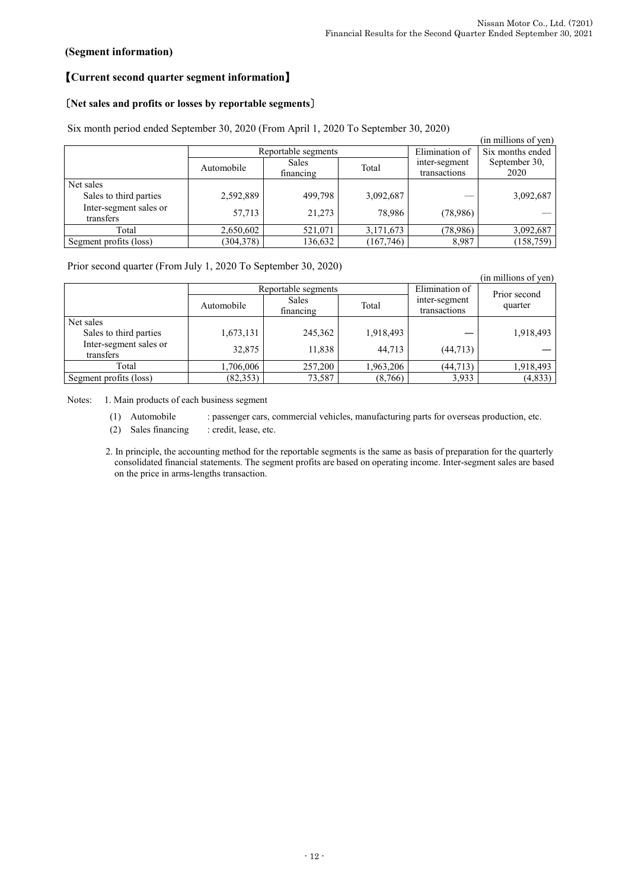**(Segment information)**

## 【Current second quarter segment information】

### 〔Net sales and profits or losses by reportable segments〕

Six month period ended September 30, 2020 (From April 1, 2020 To September 30, 2020)

(in millions of yen)

| | Reportable segments | | | Elimination of inter-segment transactions | Six months ended September 30, 2020 |
|---|---|---|---|---|---|
| | Automobile | Sales financing | Total | | |
| Net sales | | | | | |
| Sales to third parties | 2,592,889 | 499,798 | 3,092,687 | — | 3,092,687 |
| Inter-segment sales or transfers | 57,713 | 21,273 | 78,986 | (78,986) | — |
| Total | 2,650,602 | 521,071 | 3,171,673 | (78,986) | 3,092,687 |
| Segment profits (loss) | (304,378) | 136,632 | (167,746) | 8,987 | (158,759) |

Prior second quarter (From July 1, 2020 To September 30, 2020)

(in millions of yen)

| | Reportable segments | | | Elimination of inter-segment transactions | Prior second quarter |
|---|---|---|---|---|---|
| | Automobile | Sales financing | Total | | |
| Net sales | | | | | |
| Sales to third parties | 1,673,131 | 245,362 | 1,918,493 | — | 1,918,493 |
| Inter-segment sales or transfers | 32,875 | 11,838 | 44,713 | (44,713) | — |
| Total | 1,706,006 | 257,200 | 1,963,206 | (44,713) | 1,918,493 |
| Segment profits (loss) | (82,353) | 73,587 | (8,766) | 3,933 | (4,833) |

Notes: 1. Main products of each business segment

(1) Automobile : passenger cars, commercial vehicles, manufacturing parts for overseas production, etc.

(2) Sales financing : credit, lease, etc.

2. In principle, the accounting method for the reportable segments is the same as basis of preparation for the quarterly consolidated financial statements. The segment profits are based on operating income. Inter-segment sales are based on the price in arms-lengths transaction.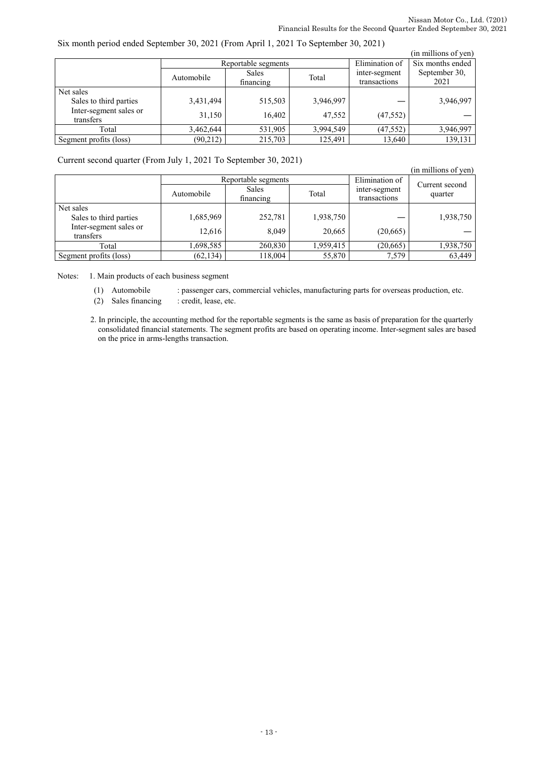Six month period ended September 30, 2021 (From April 1, 2021 To September 30, 2021)

(in millions of yen)

| | Reportable segments | | | Elimination of inter-segment transactions | Six months ended September 30, 2021 |
|---|---|---|---|---|---|
| | Automobile | Sales financing | Total | | |
| Net sales | | | | | |
| Sales to third parties | 3,431,494 | 515,503 | 3,946,997 | — | 3,946,997 |
| Inter-segment sales or transfers | 31,150 | 16,402 | 47,552 | (47,552) | — |
| Total | 3,462,644 | 531,905 | 3,994,549 | (47,552) | 3,946,997 |
| Segment profits (loss) | (90,212) | 215,703 | 125,491 | 13,640 | 139,131 |

Current second quarter (From July 1, 2021 To September 30, 2021)

(in millions of yen)

| | Reportable segments | | | Elimination of inter-segment transactions | Current second quarter |
|---|---|---|---|---|---|
| | Automobile | Sales financing | Total | | |
| Net sales | | | | | |
| Sales to third parties | 1,685,969 | 252,781 | 1,938,750 | — | 1,938,750 |
| Inter-segment sales or transfers | 12,616 | 8,049 | 20,665 | (20,665) | — |
| Total | 1,698,585 | 260,830 | 1,959,415 | (20,665) | 1,938,750 |
| Segment profits (loss) | (62,134) | 118,004 | 55,870 | 7,579 | 63,449 |

Notes: 1. Main products of each business segment

(1) Automobile : passenger cars, commercial vehicles, manufacturing parts for overseas production, etc.

(2) Sales financing : credit, lease, etc.

2. In principle, the accounting method for the reportable segments is the same as basis of preparation for the quarterly consolidated financial statements. The segment profits are based on operating income. Inter-segment sales are based on the price in arms-lengths transaction.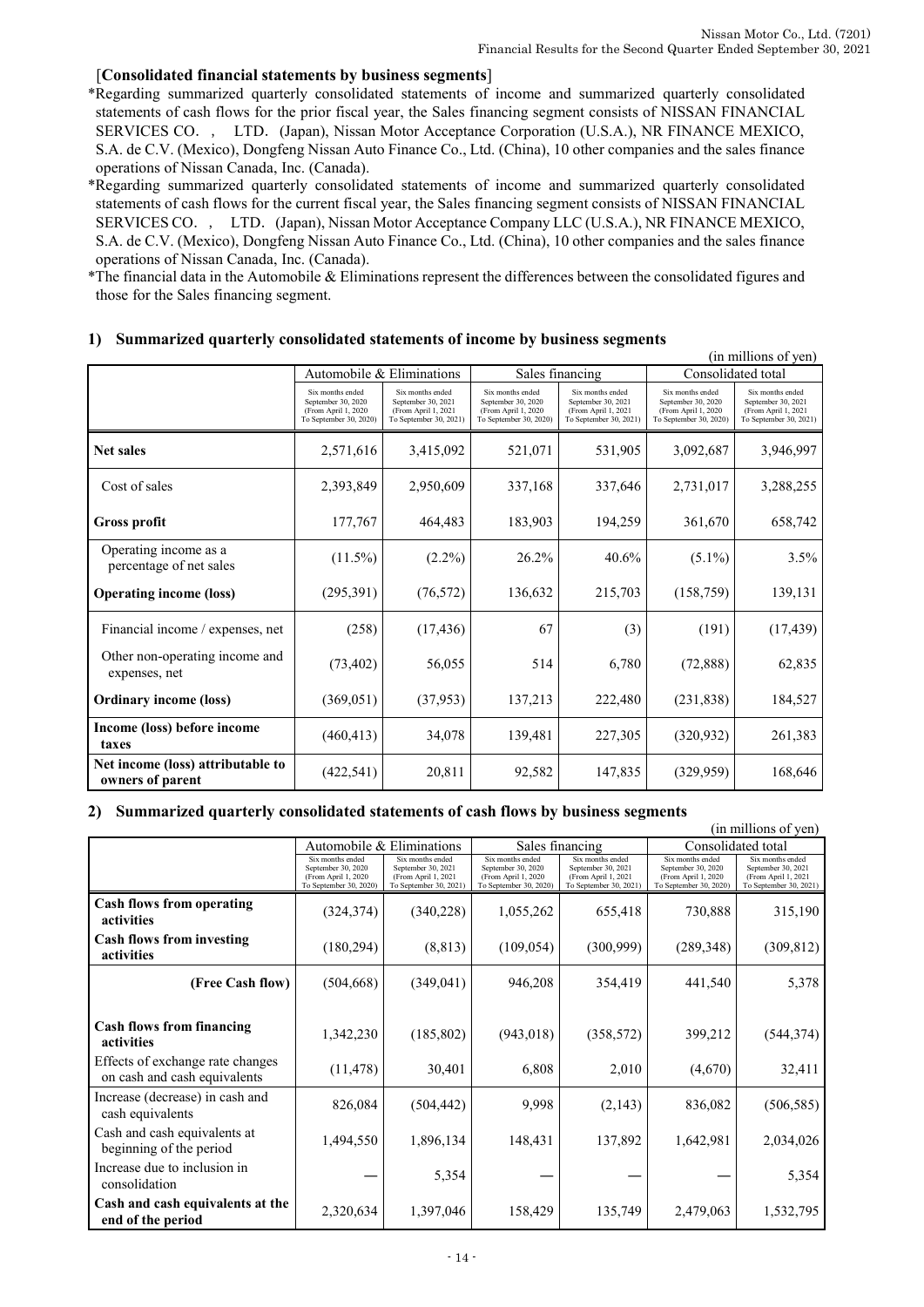[**Consolidated financial statements by business segments**]

*Regarding summarized quarterly consolidated statements of income and summarized quarterly consolidated statements of cash flows for the prior fiscal year, the Sales financing segment consists of NISSAN FINANCIAL SERVICES CO., LTD. (Japan), Nissan Motor Acceptance Corporation (U.S.A.), NR FINANCE MEXICO, S.A. de C.V. (Mexico), Dongfeng Nissan Auto Finance Co., Ltd. (China), 10 other companies and the sales finance operations of Nissan Canada, Inc. (Canada).

*Regarding summarized quarterly consolidated statements of income and summarized quarterly consolidated statements of cash flows for the current fiscal year, the Sales financing segment consists of NISSAN FINANCIAL SERVICES CO., LTD. (Japan), Nissan Motor Acceptance Company LLC (U.S.A.), NR FINANCE MEXICO, S.A. de C.V. (Mexico), Dongfeng Nissan Auto Finance Co., Ltd. (China), 10 other companies and the sales finance operations of Nissan Canada, Inc. (Canada).

*The financial data in the Automobile & Eliminations represent the differences between the consolidated figures and those for the Sales financing segment.

## 1) Summarized quarterly consolidated statements of income by business segments

(in millions of yen)

| | Automobile & Eliminations | | Sales financing | | Consolidated total | |
|---|---|---|---|---|---|---|
| | Six months ended September 30, 2020 (From April 1, 2020 To September 30, 2020) | Six months ended September 30, 2021 (From April 1, 2021 To September 30, 2021) | Six months ended September 30, 2020 (From April 1, 2020 To September 30, 2020) | Six months ended September 30, 2021 (From April 1, 2021 To September 30, 2021) | Six months ended September 30, 2020 (From April 1, 2020 To September 30, 2020) | Six months ended September 30, 2021 (From April 1, 2021 To September 30, 2021) |
| **Net sales** | 2,571,616 | 3,415,092 | 521,071 | 531,905 | 3,092,687 | 3,946,997 |
| Cost of sales | 2,393,849 | 2,950,609 | 337,168 | 337,646 | 2,731,017 | 3,288,255 |
| **Gross profit** | 177,767 | 464,483 | 183,903 | 194,259 | 361,670 | 658,742 |
| Operating income as a percentage of net sales | (11.5%) | (2.2%) | 26.2% | 40.6% | (5.1%) | 3.5% |
| **Operating income (loss)** | (295,391) | (76,572) | 136,632 | 215,703 | (158,759) | 139,131 |
| Financial income / expenses, net | (258) | (17,436) | 67 | (3) | (191) | (17,439) |
| Other non-operating income and expenses, net | (73,402) | 56,055 | 514 | 6,780 | (72,888) | 62,835 |
| **Ordinary income (loss)** | (369,051) | (37,953) | 137,213 | 222,480 | (231,838) | 184,527 |
| **Income (loss) before income taxes** | (460,413) | 34,078 | 139,481 | 227,305 | (320,932) | 261,383 |
| **Net income (loss) attributable to owners of parent** | (422,541) | 20,811 | 92,582 | 147,835 | (329,959) | 168,646 |

## 2) Summarized quarterly consolidated statements of cash flows by business segments

(in millions of yen)

| | Automobile & Eliminations | | Sales financing | | Consolidated total | |
|---|---|---|---|---|---|---|
| | Six months ended September 30, 2020 (From April 1, 2020 To September 30, 2020) | Six months ended September 30, 2021 (From April 1, 2021 To September 30, 2021) | Six months ended September 30, 2020 (From April 1, 2020 To September 30, 2020) | Six months ended September 30, 2021 (From April 1, 2021 To September 30, 2021) | Six months ended September 30, 2020 (From April 1, 2020 To September 30, 2020) | Six months ended September 30, 2021 (From April 1, 2021 To September 30, 2021) |
| **Cash flows from operating activities** | (324,374) | (340,228) | 1,055,262 | 655,418 | 730,888 | 315,190 |
| **Cash flows from investing activities** | (180,294) | (8,813) | (109,054) | (300,999) | (289,348) | (309,812) |
| **(Free Cash flow)** | (504,668) | (349,041) | 946,208 | 354,419 | 441,540 | 5,378 |
| **Cash flows from financing activities** | 1,342,230 | (185,802) | (943,018) | (358,572) | 399,212 | (544,374) |
| Effects of exchange rate changes on cash and cash equivalents | (11,478) | 30,401 | 6,808 | 2,010 | (4,670) | 32,411 |
| Increase (decrease) in cash and cash equivalents | 826,084 | (504,442) | 9,998 | (2,143) | 836,082 | (506,585) |
| Cash and cash equivalents at beginning of the period | 1,494,550 | 1,896,134 | 148,431 | 137,892 | 1,642,981 | 2,034,026 |
| Increase due to inclusion in consolidation | ― | 5,354 | ― | ― | ― | 5,354 |
| **Cash and cash equivalents at the end of the period** | 2,320,634 | 1,397,046 | 158,429 | 135,749 | 2,479,063 | 1,532,795 |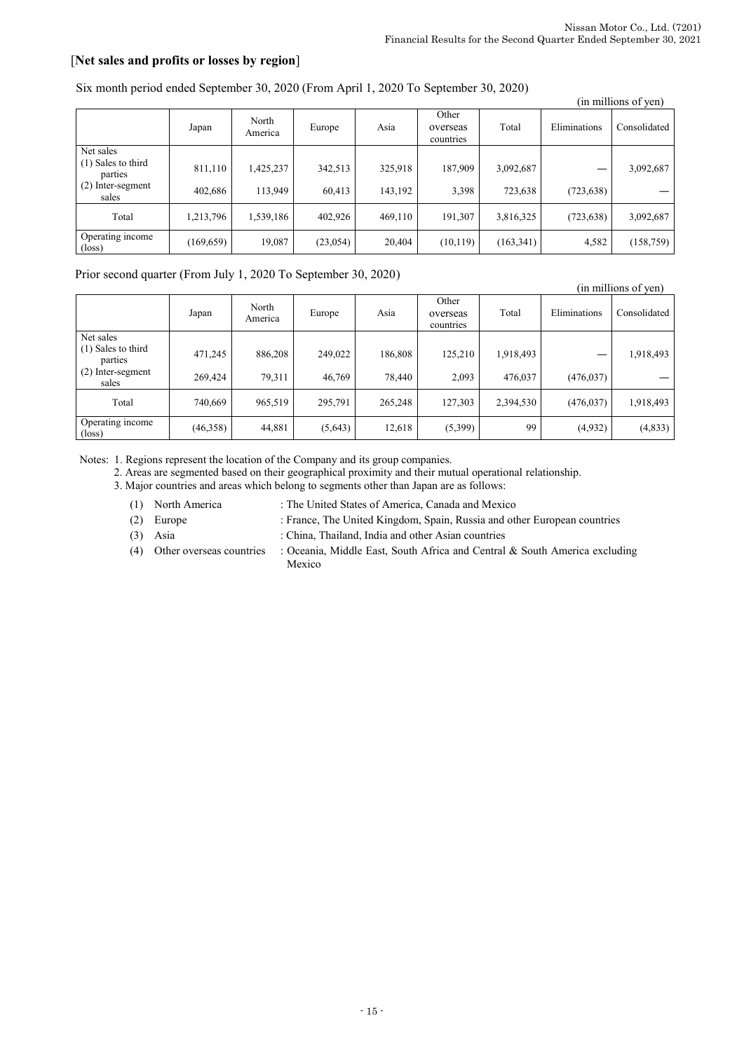[**Net sales and profits or losses by region**]

Six month period ended September 30, 2020 (From April 1, 2020 To September 30, 2020)

(in millions of yen)

| | Japan | North America | Europe | Asia | Other overseas countries | Total | Eliminations | Consolidated |
|---|---|---|---|---|---|---|---|---|
| Net sales | | | | | | | | |
| (1) Sales to third parties | 811,110 | 1,425,237 | 342,513 | 325,918 | 187,909 | 3,092,687 | — | 3,092,687 |
| (2) Inter-segment sales | 402,686 | 113,949 | 60,413 | 143,192 | 3,398 | 723,638 | (723,638) | — |
| Total | 1,213,796 | 1,539,186 | 402,926 | 469,110 | 191,307 | 3,816,325 | (723,638) | 3,092,687 |
| Operating income (loss) | (169,659) | 19,087 | (23,054) | 20,404 | (10,119) | (163,341) | 4,582 | (158,759) |

Prior second quarter (From July 1, 2020 To September 30, 2020)

(in millions of yen)

| | Japan | North America | Europe | Asia | Other overseas countries | Total | Eliminations | Consolidated |
|---|---|---|---|---|---|---|---|---|
| Net sales | | | | | | | | |
| (1) Sales to third parties | 471,245 | 886,208 | 249,022 | 186,808 | 125,210 | 1,918,493 | — | 1,918,493 |
| (2) Inter-segment sales | 269,424 | 79,311 | 46,769 | 78,440 | 2,093 | 476,037 | (476,037) | — |
| Total | 740,669 | 965,519 | 295,791 | 265,248 | 127,303 | 2,394,530 | (476,037) | 1,918,493 |
| Operating income (loss) | (46,358) | 44,881 | (5,643) | 12,618 | (5,399) | 99 | (4,932) | (4,833) |

Notes: 1. Regions represent the location of the Company and its group companies.

2. Areas are segmented based on their geographical proximity and their mutual operational relationship.

3. Major countries and areas which belong to segments other than Japan are as follows:

(1) North America : The United States of America, Canada and Mexico

(2) Europe : France, The United Kingdom, Spain, Russia and other European countries

(3) Asia : China, Thailand, India and other Asian countries

(4) Other overseas countries : Oceania, Middle East, South Africa and Central & South America excluding Mexico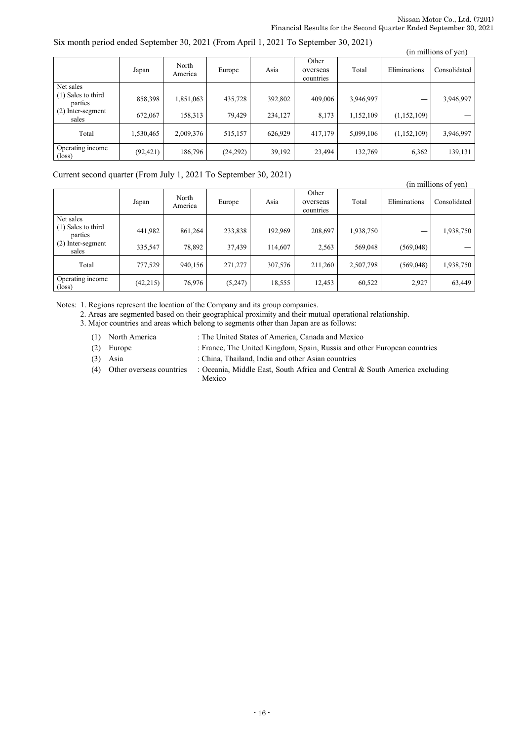Six month period ended September 30, 2021 (From April 1, 2021 To September 30, 2021)

(in millions of yen)

| | Japan | North America | Europe | Asia | Other overseas countries | Total | Eliminations | Consolidated |
|---|---|---|---|---|---|---|---|---|
| Net sales<br>(1) Sales to third parties | 858,398 | 1,851,063 | 435,728 | 392,802 | 409,006 | 3,946,997 | — | 3,946,997 |
| (2) Inter-segment sales | 672,067 | 158,313 | 79,429 | 234,127 | 8,173 | 1,152,109 | (1,152,109) | — |
| Total | 1,530,465 | 2,009,376 | 515,157 | 626,929 | 417,179 | 5,099,106 | (1,152,109) | 3,946,997 |
| Operating income (loss) | (92,421) | 186,796 | (24,292) | 39,192 | 23,494 | 132,769 | 6,362 | 139,131 |

Current second quarter (From July 1, 2021 To September 30, 2021)

(in millions of yen)

| | Japan | North America | Europe | Asia | Other overseas countries | Total | Eliminations | Consolidated |
|---|---|---|---|---|---|---|---|---|
| Net sales<br>(1) Sales to third parties | 441,982 | 861,264 | 233,838 | 192,969 | 208,697 | 1,938,750 | — | 1,938,750 |
| (2) Inter-segment sales | 335,547 | 78,892 | 37,439 | 114,607 | 2,563 | 569,048 | (569,048) | — |
| Total | 777,529 | 940,156 | 271,277 | 307,576 | 211,260 | 2,507,798 | (569,048) | 1,938,750 |
| Operating income (loss) | (42,215) | 76,976 | (5,247) | 18,555 | 12,453 | 60,522 | 2,927 | 63,449 |

Notes: 1. Regions represent the location of the Company and its group companies.

2. Areas are segmented based on their geographical proximity and their mutual operational relationship.

3. Major countries and areas which belong to segments other than Japan are as follows:

(1) North America : The United States of America, Canada and Mexico

(2) Europe : France, The United Kingdom, Spain, Russia and other European countries

(3) Asia : China, Thailand, India and other Asian countries

(4) Other overseas countries : Oceania, Middle East, South Africa and Central & South America excluding Mexico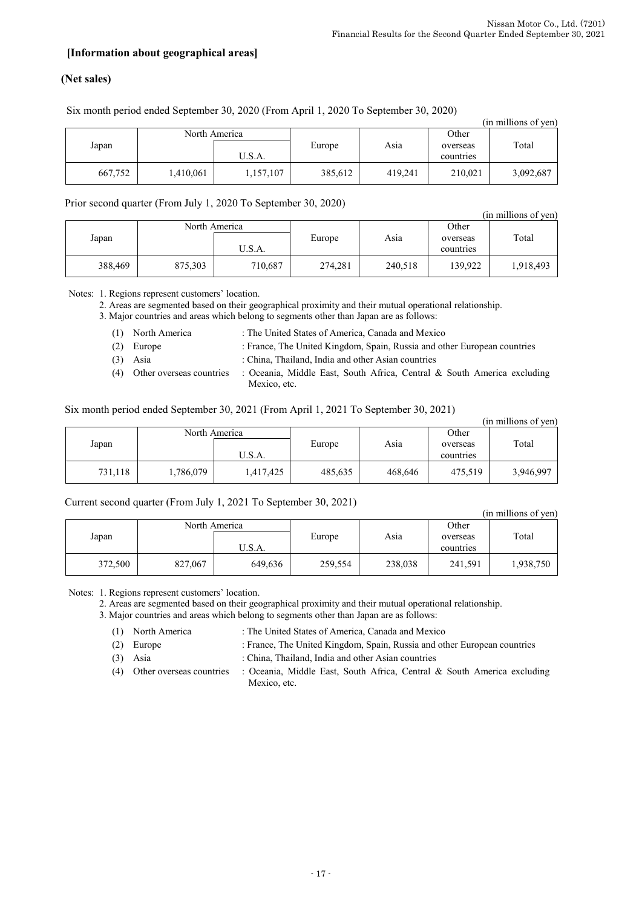### [Information about geographical areas]

#### (Net sales)

Six month period ended September 30, 2020 (From April 1, 2020 To September 30, 2020)

(in millions of yen)

| Japan | North America | | Europe | Asia | Other overseas countries | Total |
|---|---|---|---|---|---|---|
| | | U.S.A. | | | | |
| 667,752 | 1,410,061 | 1,157,107 | 385,612 | 419,241 | 210,021 | 3,092,687 |

Prior second quarter (From July 1, 2020 To September 30, 2020)

(in millions of yen)

| Japan | North America | | Europe | Asia | Other overseas countries | Total |
|---|---|---|---|---|---|---|
| | | U.S.A. | | | | |
| 388,469 | 875,303 | 710,687 | 274,281 | 240,518 | 139,922 | 1,918,493 |

Notes: 1. Regions represent customers' location.

2. Areas are segmented based on their geographical proximity and their mutual operational relationship.

3. Major countries and areas which belong to segments other than Japan are as follows:

(1) North America : The United States of America, Canada and Mexico

(2) Europe : France, The United Kingdom, Spain, Russia and other European countries

(3) Asia : China, Thailand, India and other Asian countries

(4) Other overseas countries : Oceania, Middle East, South Africa, Central & South America excluding Mexico, etc.

Six month period ended September 30, 2021 (From April 1, 2021 To September 30, 2021)

(in millions of yen)

| Japan | North America | | Europe | Asia | Other overseas countries | Total |
|---|---|---|---|---|---|---|
| | | U.S.A. | | | | |
| 731,118 | 1,786,079 | 1,417,425 | 485,635 | 468,646 | 475,519 | 3,946,997 |

Current second quarter (From July 1, 2021 To September 30, 2021)

(in millions of yen)

| Japan | North America | | Europe | Asia | Other overseas countries | Total |
|---|---|---|---|---|---|---|
| | | U.S.A. | | | | |
| 372,500 | 827,067 | 649,636 | 259,554 | 238,038 | 241,591 | 1,938,750 |

Notes: 1. Regions represent customers' location.

2. Areas are segmented based on their geographical proximity and their mutual operational relationship.

3. Major countries and areas which belong to segments other than Japan are as follows:

(1) North America : The United States of America, Canada and Mexico

(2) Europe : France, The United Kingdom, Spain, Russia and other European countries

(3) Asia : China, Thailand, India and other Asian countries

(4) Other overseas countries : Oceania, Middle East, South Africa, Central & South America excluding Mexico, etc.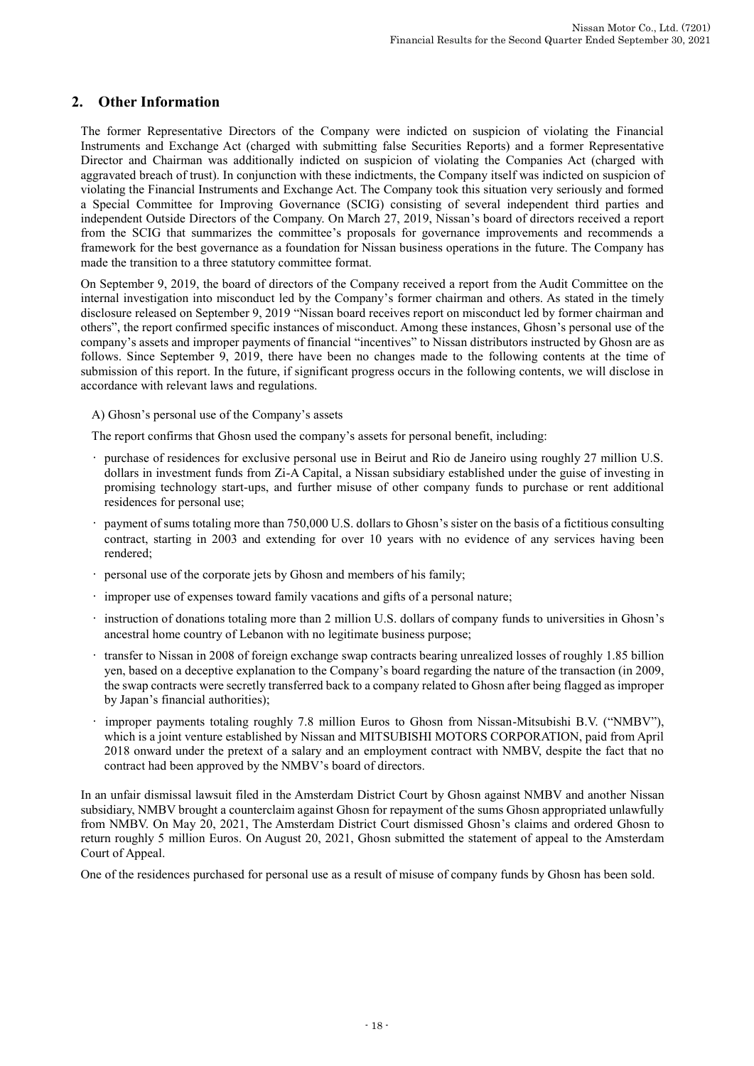## 2. Other Information

The former Representative Directors of the Company were indicted on suspicion of violating the Financial Instruments and Exchange Act (charged with submitting false Securities Reports) and a former Representative Director and Chairman was additionally indicted on suspicion of violating the Companies Act (charged with aggravated breach of trust). In conjunction with these indictments, the Company itself was indicted on suspicion of violating the Financial Instruments and Exchange Act. The Company took this situation very seriously and formed a Special Committee for Improving Governance (SCIG) consisting of several independent third parties and independent Outside Directors of the Company. On March 27, 2019, Nissan's board of directors received a report from the SCIG that summarizes the committee's proposals for governance improvements and recommends a framework for the best governance as a foundation for Nissan business operations in the future. The Company has made the transition to a three statutory committee format.

On September 9, 2019, the board of directors of the Company received a report from the Audit Committee on the internal investigation into misconduct led by the Company's former chairman and others. As stated in the timely disclosure released on September 9, 2019 "Nissan board receives report on misconduct led by former chairman and others", the report confirmed specific instances of misconduct. Among these instances, Ghosn's personal use of the company's assets and improper payments of financial "incentives" to Nissan distributors instructed by Ghosn are as follows. Since September 9, 2019, there have been no changes made to the following contents at the time of submission of this report. In the future, if significant progress occurs in the following contents, we will disclose in accordance with relevant laws and regulations.

A) Ghosn's personal use of the Company's assets

The report confirms that Ghosn used the company's assets for personal benefit, including:

- purchase of residences for exclusive personal use in Beirut and Rio de Janeiro using roughly 27 million U.S. dollars in investment funds from Zi-A Capital, a Nissan subsidiary established under the guise of investing in promising technology start-ups, and further misuse of other company funds to purchase or rent additional residences for personal use;
- payment of sums totaling more than 750,000 U.S. dollars to Ghosn's sister on the basis of a fictitious consulting contract, starting in 2003 and extending for over 10 years with no evidence of any services having been rendered;
- personal use of the corporate jets by Ghosn and members of his family;
- improper use of expenses toward family vacations and gifts of a personal nature;
- instruction of donations totaling more than 2 million U.S. dollars of company funds to universities in Ghosn's ancestral home country of Lebanon with no legitimate business purpose;
- transfer to Nissan in 2008 of foreign exchange swap contracts bearing unrealized losses of roughly 1.85 billion yen, based on a deceptive explanation to the Company's board regarding the nature of the transaction (in 2009, the swap contracts were secretly transferred back to a company related to Ghosn after being flagged as improper by Japan's financial authorities);
- improper payments totaling roughly 7.8 million Euros to Ghosn from Nissan-Mitsubishi B.V. ("NMBV"), which is a joint venture established by Nissan and MITSUBISHI MOTORS CORPORATION, paid from April 2018 onward under the pretext of a salary and an employment contract with NMBV, despite the fact that no contract had been approved by the NMBV's board of directors.

In an unfair dismissal lawsuit filed in the Amsterdam District Court by Ghosn against NMBV and another Nissan subsidiary, NMBV brought a counterclaim against Ghosn for repayment of the sums Ghosn appropriated unlawfully from NMBV. On May 20, 2021, The Amsterdam District Court dismissed Ghosn's claims and ordered Ghosn to return roughly 5 million Euros. On August 20, 2021, Ghosn submitted the statement of appeal to the Amsterdam Court of Appeal.

One of the residences purchased for personal use as a result of misuse of company funds by Ghosn has been sold.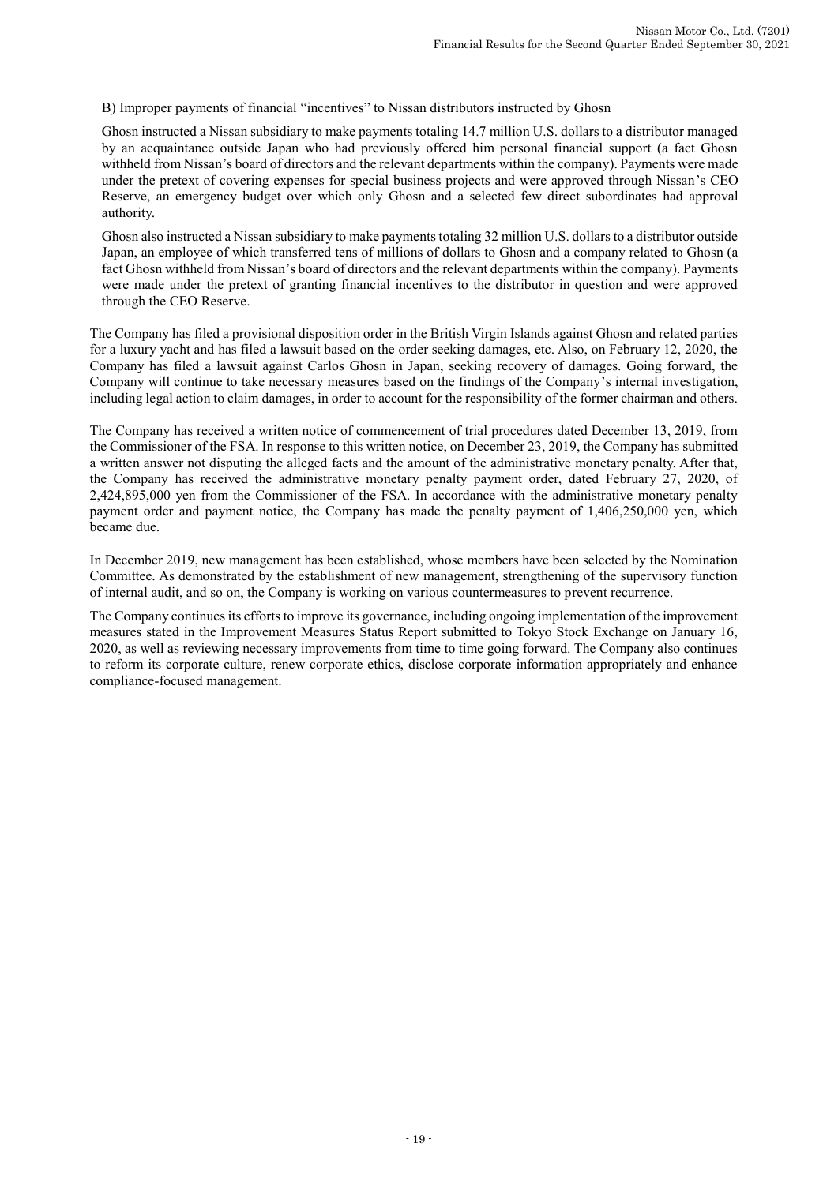B) Improper payments of financial "incentives" to Nissan distributors instructed by Ghosn

Ghosn instructed a Nissan subsidiary to make payments totaling 14.7 million U.S. dollars to a distributor managed by an acquaintance outside Japan who had previously offered him personal financial support (a fact Ghosn withheld from Nissan's board of directors and the relevant departments within the company). Payments were made under the pretext of covering expenses for special business projects and were approved through Nissan's CEO Reserve, an emergency budget over which only Ghosn and a selected few direct subordinates had approval authority.

Ghosn also instructed a Nissan subsidiary to make payments totaling 32 million U.S. dollars to a distributor outside Japan, an employee of which transferred tens of millions of dollars to Ghosn and a company related to Ghosn (a fact Ghosn withheld from Nissan's board of directors and the relevant departments within the company). Payments were made under the pretext of granting financial incentives to the distributor in question and were approved through the CEO Reserve.

The Company has filed a provisional disposition order in the British Virgin Islands against Ghosn and related parties for a luxury yacht and has filed a lawsuit based on the order seeking damages, etc. Also, on February 12, 2020, the Company has filed a lawsuit against Carlos Ghosn in Japan, seeking recovery of damages. Going forward, the Company will continue to take necessary measures based on the findings of the Company's internal investigation, including legal action to claim damages, in order to account for the responsibility of the former chairman and others.

The Company has received a written notice of commencement of trial procedures dated December 13, 2019, from the Commissioner of the FSA. In response to this written notice, on December 23, 2019, the Company has submitted a written answer not disputing the alleged facts and the amount of the administrative monetary penalty. After that, the Company has received the administrative monetary penalty payment order, dated February 27, 2020, of 2,424,895,000 yen from the Commissioner of the FSA. In accordance with the administrative monetary penalty payment order and payment notice, the Company has made the penalty payment of 1,406,250,000 yen, which became due.

In December 2019, new management has been established, whose members have been selected by the Nomination Committee. As demonstrated by the establishment of new management, strengthening of the supervisory function of internal audit, and so on, the Company is working on various countermeasures to prevent recurrence.

The Company continues its efforts to improve its governance, including ongoing implementation of the improvement measures stated in the Improvement Measures Status Report submitted to Tokyo Stock Exchange on January 16, 2020, as well as reviewing necessary improvements from time to time going forward. The Company also continues to reform its corporate culture, renew corporate ethics, disclose corporate information appropriately and enhance compliance-focused management.